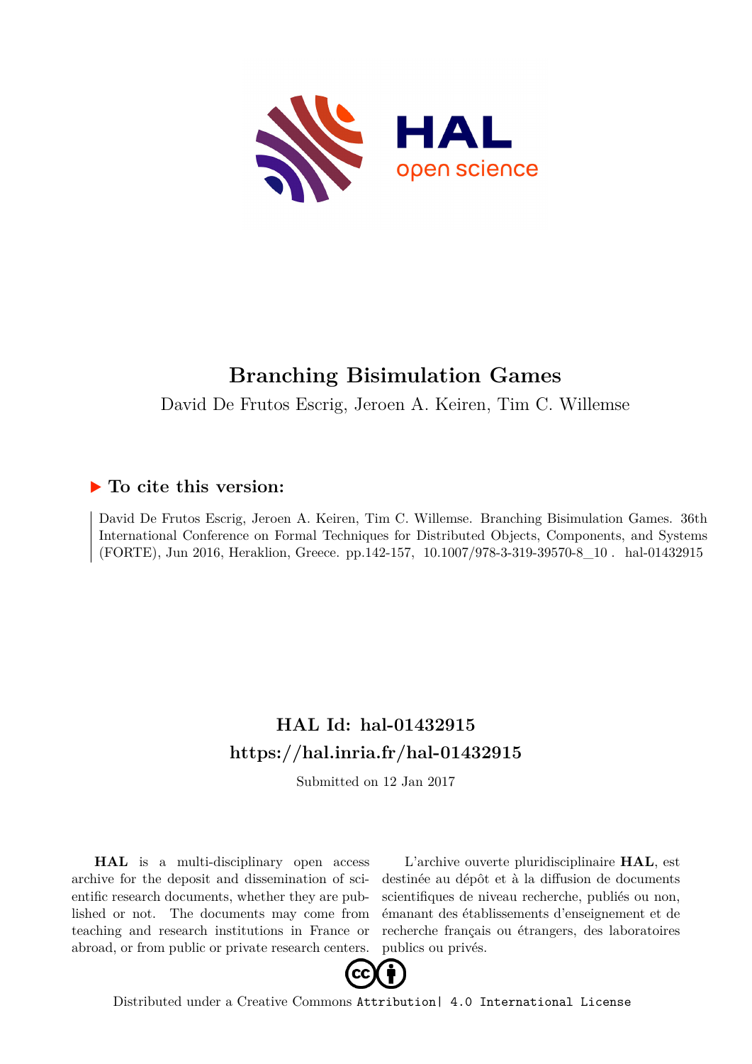# Branching Bisimulation Games

David De Frutos Escrig, Jeroen A. Keiren, Tim C. Willemse

## ▶ To cite this version:

David De Frutos Escrig, Jeroen A. Keiren, Tim C. Willemse. Branching Bisimulation Games. 36th International Conference on Formal Techniques for Distributed Objects, Components, and Systems (FORTE), Jun 2016, Heraklion, Greece. pp.142-157, 10.1007/978-3-319-39570-8_10 . hal-01432915

## HAL Id: hal-01432915
## https://hal.inria.fr/hal-01432915

Submitted on 12 Jan 2017

**HAL** is a multi-disciplinary open access archive for the deposit and dissemination of scientific research documents, whether they are published or not. The documents may come from teaching and research institutions in France or abroad, or from public or private research centers.

L'archive ouverte pluridisciplinaire **HAL**, est destinée au dépôt et à la diffusion de documents scientifiques de niveau recherche, publiés ou non, émanant des établissements d'enseignement et de recherche français ou étrangers, des laboratoires publics ou privés.

Distributed under a Creative Commons Attribution| 4.0 International License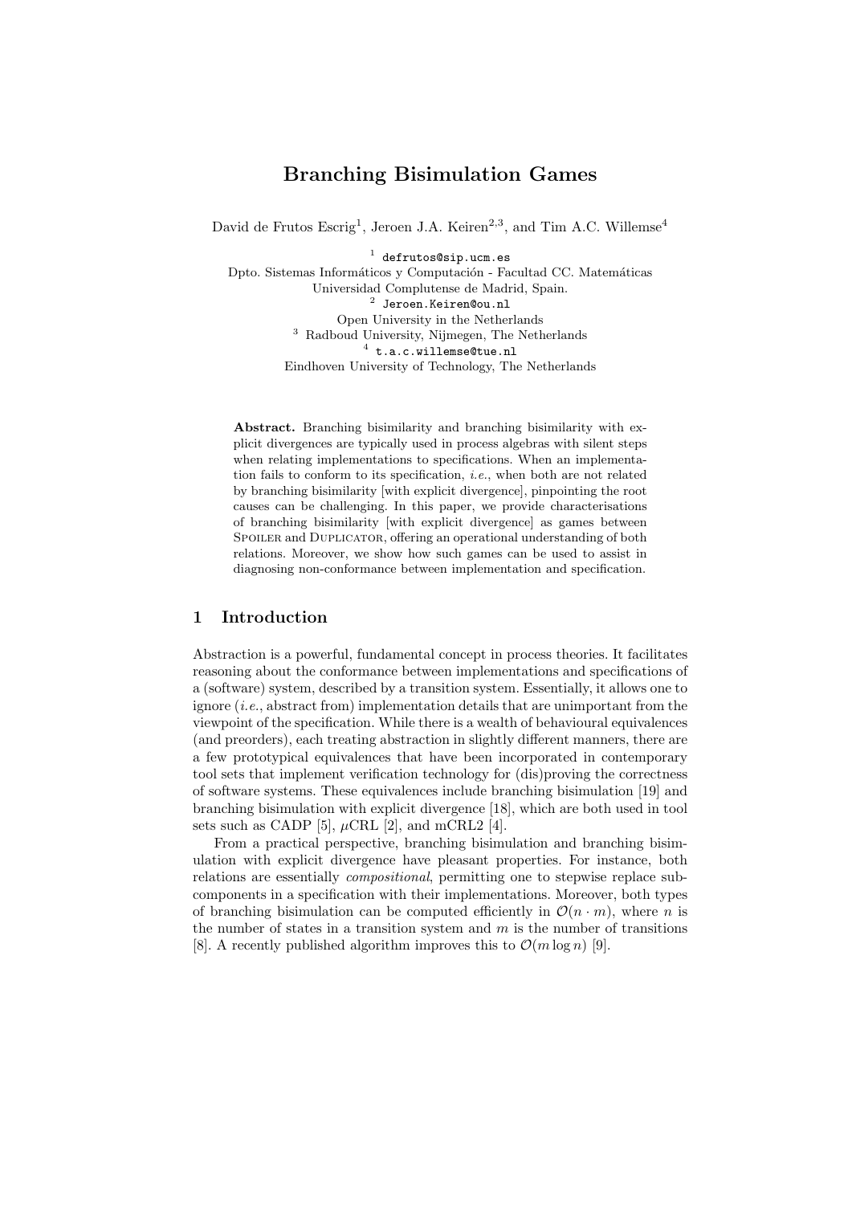# Branching Bisimulation Games

David de Frutos Escrig[1], Jeroen J.A. Keiren[2,3], and Tim A.C. Willemse[4]

[1] defrutos@sip.ucm.es
Dpto. Sistemas Informáticos y Computación - Facultad CC. Matemáticas
Universidad Complutense de Madrid, Spain.
[2] Jeroen.Keiren@ou.nl
Open University in the Netherlands
[3] Radboud University, Nijmegen, The Netherlands
[4] t.a.c.willemse@tue.nl
Eindhoven University of Technology, The Netherlands

**Abstract.** Branching bisimilarity and branching bisimilarity with explicit divergences are typically used in process algebras with silent steps when relating implementations to specifications. When an implementation fails to conform to its specification, *i.e.*, when both are not related by branching bisimilarity [with explicit divergence], pinpointing the root causes can be challenging. In this paper, we provide characterisations of branching bisimilarity [with explicit divergence] as games between Spoiler and Duplicator, offering an operational understanding of both relations. Moreover, we show how such games can be used to assist in diagnosing non-conformance between implementation and specification.

## 1 Introduction

Abstraction is a powerful, fundamental concept in process theories. It facilitates reasoning about the conformance between implementations and specifications of a (software) system, described by a transition system. Essentially, it allows one to ignore (*i.e.*, abstract from) implementation details that are unimportant from the viewpoint of the specification. While there is a wealth of behavioural equivalences (and preorders), each treating abstraction in slightly different manners, there are a few prototypical equivalences that have been incorporated in contemporary tool sets that implement verification technology for (dis)proving the correctness of software systems. These equivalences include branching bisimulation [19] and branching bisimulation with explicit divergence [18], which are both used in tool sets such as CADP [5], $\mu$CRL [2], and mCRL2 [4].

From a practical perspective, branching bisimulation and branching bisimulation with explicit divergence have pleasant properties. For instance, both relations are essentially *compositional*, permitting one to stepwise replace subcomponents in a specification with their implementations. Moreover, both types of branching bisimulation can be computed efficiently in $\mathcal{O}(n \cdot m)$, where $n$ is the number of states in a transition system and $m$ is the number of transitions [8]. A recently published algorithm improves this to $\mathcal{O}(m \log n)$ [9].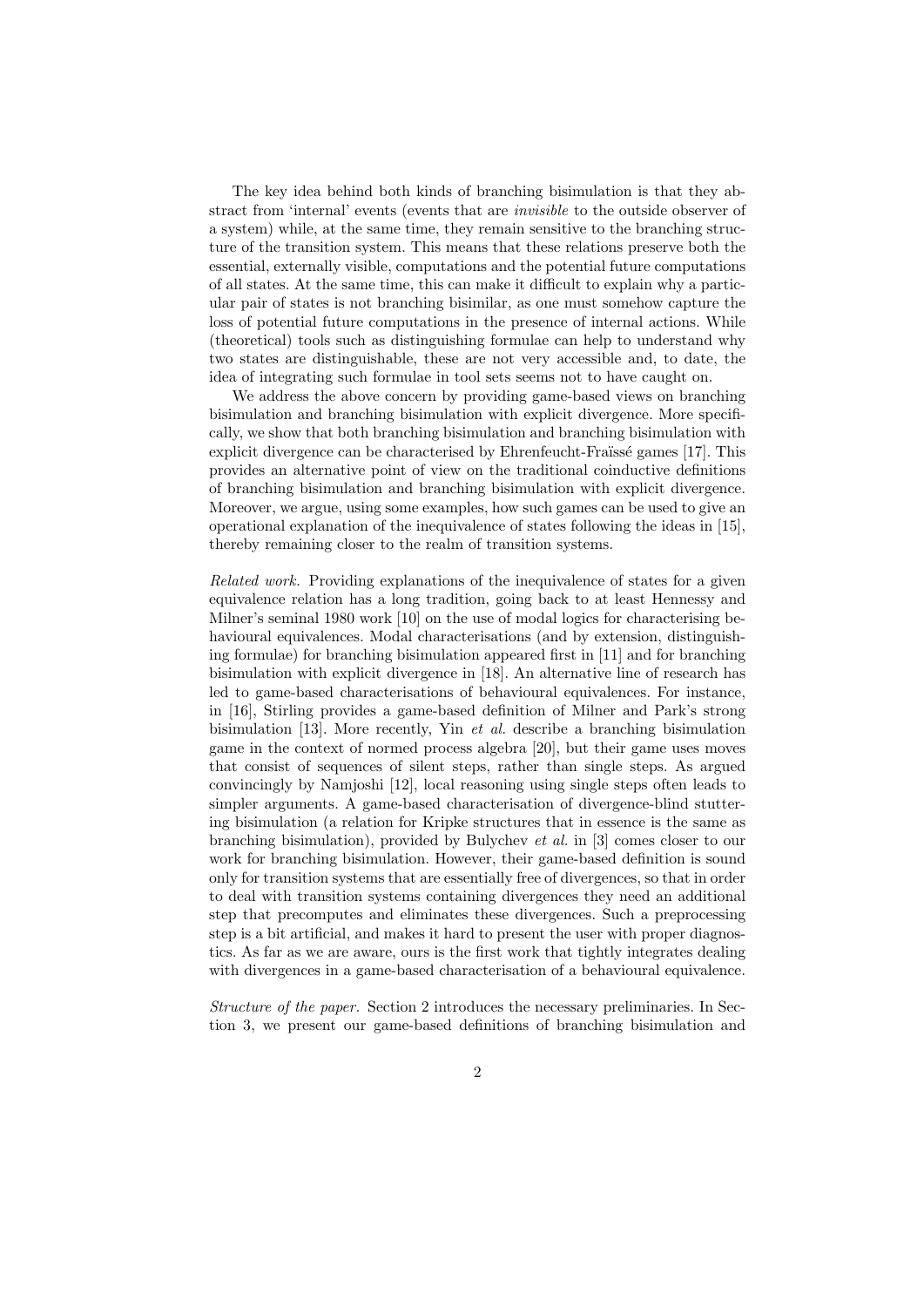The key idea behind both kinds of branching bisimulation is that they abstract from 'internal' events (events that are *invisible* to the outside observer of a system) while, at the same time, they remain sensitive to the branching structure of the transition system. This means that these relations preserve both the essential, externally visible, computations and the potential future computations of all states. At the same time, this can make it difficult to explain why a particular pair of states is not branching bisimilar, as one must somehow capture the loss of potential future computations in the presence of internal actions. While (theoretical) tools such as distinguishing formulae can help to understand why two states are distinguishable, these are not very accessible and, to date, the idea of integrating such formulae in tool sets seems not to have caught on.

We address the above concern by providing game-based views on branching bisimulation and branching bisimulation with explicit divergence. More specifically, we show that both branching bisimulation and branching bisimulation with explicit divergence can be characterised by Ehrenfeucht-Fraïssé games [17]. This provides an alternative point of view on the traditional coinductive definitions of branching bisimulation and branching bisimulation with explicit divergence. Moreover, we argue, using some examples, how such games can be used to give an operational explanation of the inequivalence of states following the ideas in [15], thereby remaining closer to the realm of transition systems.

*Related work.* Providing explanations of the inequivalence of states for a given equivalence relation has a long tradition, going back to at least Hennessy and Milner's seminal 1980 work [10] on the use of modal logics for characterising behavioural equivalences. Modal characterisations (and by extension, distinguishing formulae) for branching bisimulation appeared first in [11] and for branching bisimulation with explicit divergence in [18]. An alternative line of research has led to game-based characterisations of behavioural equivalences. For instance, in [16], Stirling provides a game-based definition of Milner and Park's strong bisimulation [13]. More recently, Yin *et al.* describe a branching bisimulation game in the context of normed process algebra [20], but their game uses moves that consist of sequences of silent steps, rather than single steps. As argued convincingly by Namjoshi [12], local reasoning using single steps often leads to simpler arguments. A game-based characterisation of divergence-blind stuttering bisimulation (a relation for Kripke structures that in essence is the same as branching bisimulation), provided by Bulychev *et al.* in [3] comes closer to our work for branching bisimulation. However, their game-based definition is sound only for transition systems that are essentially free of divergences, so that in order to deal with transition systems containing divergences they need an additional step that precomputes and eliminates these divergences. Such a preprocessing step is a bit artificial, and makes it hard to present the user with proper diagnostics. As far as we are aware, ours is the first work that tightly integrates dealing with divergences in a game-based characterisation of a behavioural equivalence.

*Structure of the paper.* Section 2 introduces the necessary preliminaries. In Section 3, we present our game-based definitions of branching bisimulation and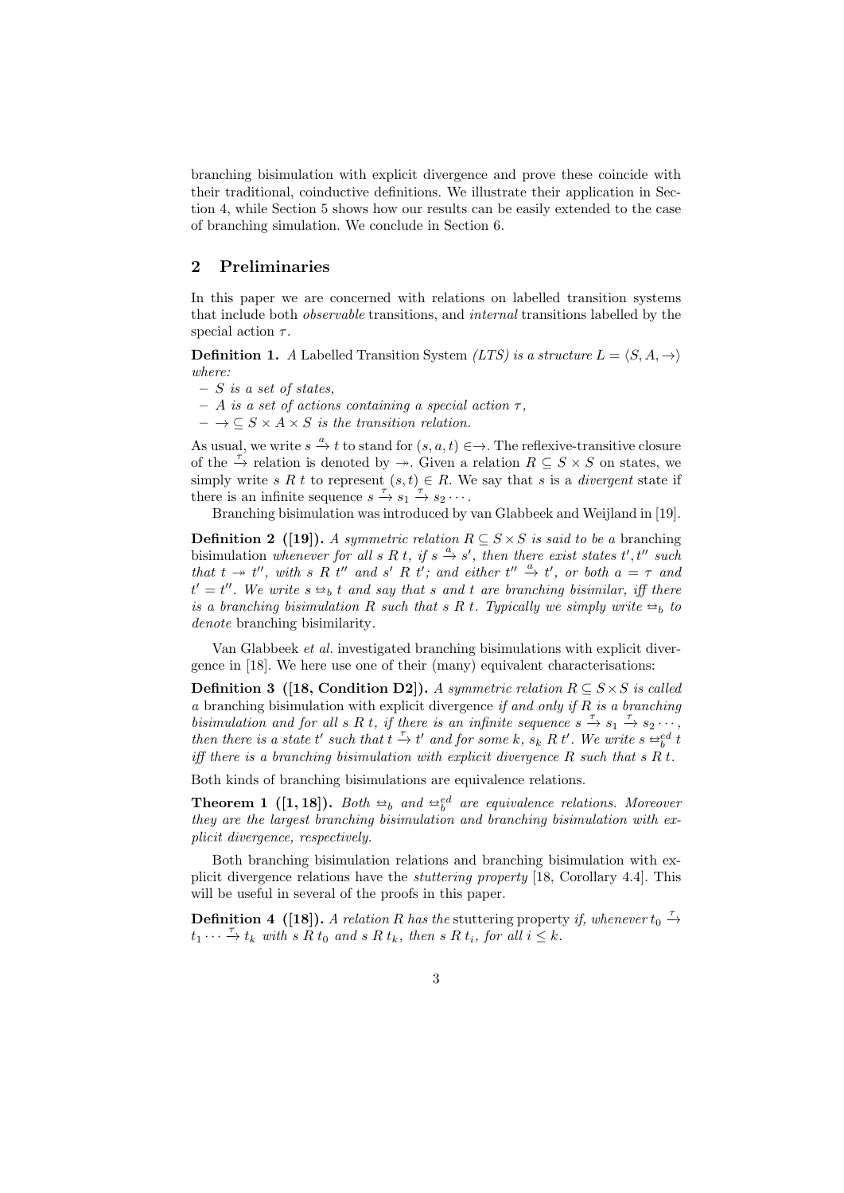branching bisimulation with explicit divergence and prove these coincide with their traditional, coinductive definitions. We illustrate their application in Section 4, while Section 5 shows how our results can be easily extended to the case of branching simulation. We conclude in Section 6.

## 2 Preliminaries

In this paper we are concerned with relations on labelled transition systems that include both *observable* transitions, and *internal* transitions labelled by the special action $\tau$.

**Definition 1.** *A* Labelled Transition System *(LTS) is a structure $L = \langle S, A, \rightarrow \rangle$ where:*

- *$S$ is a set of states,*
- *$A$ is a set of actions containing a special action $\tau$,*
- *$\rightarrow \subseteq S \times A \times S$ is the transition relation.*

As usual, we write $s \xrightarrow{a} t$ to stand for $(s, a, t) \in \rightarrow$. The reflexive-transitive closure of the $\xrightarrow{\tau}$ relation is denoted by $\twoheadrightarrow$. Given a relation $R \subseteq S \times S$ on states, we simply write $s\ R\ t$ to represent $(s, t) \in R$. We say that $s$ is a *divergent* state if there is an infinite sequence $s \xrightarrow{\tau} s_1 \xrightarrow{\tau} s_2 \cdots$.

Branching bisimulation was introduced by van Glabbeek and Weijland in [19].

**Definition 2 ([19]).** *A symmetric relation $R \subseteq S \times S$ is said to be a* branching bisimulation *whenever for all $s\ R\ t$, if $s \xrightarrow{a} s'$, then there exist states $t', t''$ such that $t \twoheadrightarrow t''$, with $s\ R\ t''$ and $s'\ R\ t'$; and either $t'' \xrightarrow{a} t'$, or both $a = \tau$ and $t' = t''$. We write $s \leftrightarrow_b t$ and say that $s$ and $t$ are branching bisimilar, iff there is a branching bisimulation $R$ such that $s\ R\ t$. Typically we simply write $\leftrightarrow_b$ to denote* branching bisimilarity.

Van Glabbeek *et al.* investigated branching bisimulations with explicit divergence in [18]. We here use one of their (many) equivalent characterisations:

**Definition 3 ([18, Condition D2]).** *A symmetric relation $R \subseteq S \times S$ is called a* branching bisimulation with explicit divergence *if and only if $R$ is a branching bisimulation and for all $s\ R\ t$, if there is an infinite sequence $s \xrightarrow{\tau} s_1 \xrightarrow{\tau} s_2 \cdots$, then there is a state $t'$ such that $t \xrightarrow{\tau} t'$ and for some $k$, $s_k\ R\ t'$. We write $s \leftrightarrow_b^{ed} t$ iff there is a branching bisimulation with explicit divergence $R$ such that $s\ R\ t$.*

Both kinds of branching bisimulations are equivalence relations.

**Theorem 1 ([1, 18]).** *Both $\leftrightarrow_b$ and $\leftrightarrow_b^{ed}$ are equivalence relations. Moreover they are the largest branching bisimulation and branching bisimulation with explicit divergence, respectively.*

Both branching bisimulation relations and branching bisimulation with explicit divergence relations have the *stuttering property* [18, Corollary 4.4]. This will be useful in several of the proofs in this paper.

**Definition 4 ([18]).** *A relation $R$ has the* stuttering property *if, whenever $t_0 \xrightarrow{\tau} t_1 \cdots \xrightarrow{\tau} t_k$ with $s\ R\ t_0$ and $s\ R\ t_k$, then $s\ R\ t_i$, for all $i \leq k$.*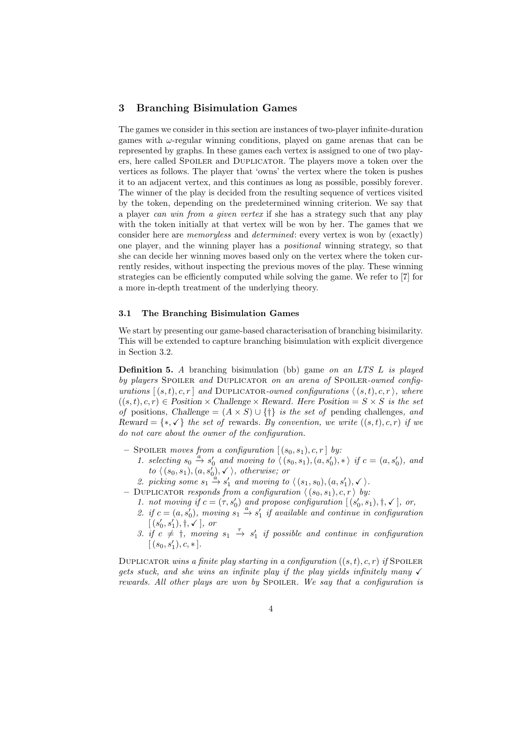## 3 Branching Bisimulation Games

The games we consider in this section are instances of two-player infinite-duration games with $\omega$-regular winning conditions, played on game arenas that can be represented by graphs. In these games each vertex is assigned to one of two players, here called Spoiler and Duplicator. The players move a token over the vertices as follows. The player that 'owns' the vertex where the token is pushes it to an adjacent vertex, and this continues as long as possible, possibly forever. The winner of the play is decided from the resulting sequence of vertices visited by the token, depending on the predetermined winning criterion. We say that a player *can win from a given vertex* if she has a strategy such that any play with the token initially at that vertex will be won by her. The games that we consider here are *memoryless* and *determined*: every vertex is won by (exactly) one player, and the winning player has a *positional* winning strategy, so that she can decide her winning moves based only on the vertex where the token currently resides, without inspecting the previous moves of the play. These winning strategies can be efficiently computed while solving the game. We refer to [7] for a more in-depth treatment of the underlying theory.

### 3.1 The Branching Bisimulation Games

We start by presenting our game-based characterisation of branching bisimilarity. This will be extended to capture branching bisimulation with explicit divergence in Section 3.2.

**Definition 5.** *A* branching bisimulation (bb) game *on an LTS $L$ is played by players* Spoiler *and* Duplicator *on an arena of* Spoiler*-owned configurations $[\,(s,t),c,r\,]$ and* Duplicator*-owned configurations $\langle\,(s,t),c,r\,\rangle$, where $((s,t),c,r) \in \mathit{Position} \times \mathit{Challenge} \times \mathit{Reward}$. Here $\mathit{Position} = S \times S$ is the set of* positions*, $\mathit{Challenge} = (A \times S) \cup \{\dagger\}$ is the set of* pending challenges*, and $\mathit{Reward} = \{*, \checkmark\}$ the set of* rewards*. By convention, we write $((s,t),c,r)$ if we do not care about the owner of the configuration.*

- Spoiler *moves from a configuration $[\,(s_0,s_1),c,r\,]$ by:*
  1. *selecting $s_0 \xrightarrow{a} s_0'$ and moving to $\langle\,(s_0,s_1),(a,s_0'),*\,\rangle$ if $c = (a,s_0')$, and to $\langle\,(s_0,s_1),(a,s_0'),\checkmark\,\rangle$, otherwise; or*
  2. *picking some $s_1 \xrightarrow{a} s_1'$ and moving to $\langle\,(s_1,s_0),(a,s_1'),\checkmark\,\rangle$.*
- Duplicator *responds from a configuration $\langle\,(s_0,s_1),c,r\,\rangle$ by:*
  1. *not moving if $c = (\tau,s_0')$ and propose configuration $[\,(s_0',s_1),\dagger,\checkmark\,]$, or,*
  2. *if $c = (a,s_0')$, moving $s_1 \xrightarrow{a} s_1'$ if available and continue in configuration $[\,(s_0',s_1'),\dagger,\checkmark\,]$, or*
  3. *if $c \neq \dagger$, moving $s_1 \xrightarrow{\tau} s_1'$ if possible and continue in configuration $[\,(s_0,s_1'),c,*\,]$.*

Duplicator *wins a finite play starting in a configuration $((s,t),c,r)$ if* Spoiler *gets stuck, and she wins an infinite play if the play yields infinitely many $\checkmark$ rewards. All other plays are won by* Spoiler*. We say that a configuration is*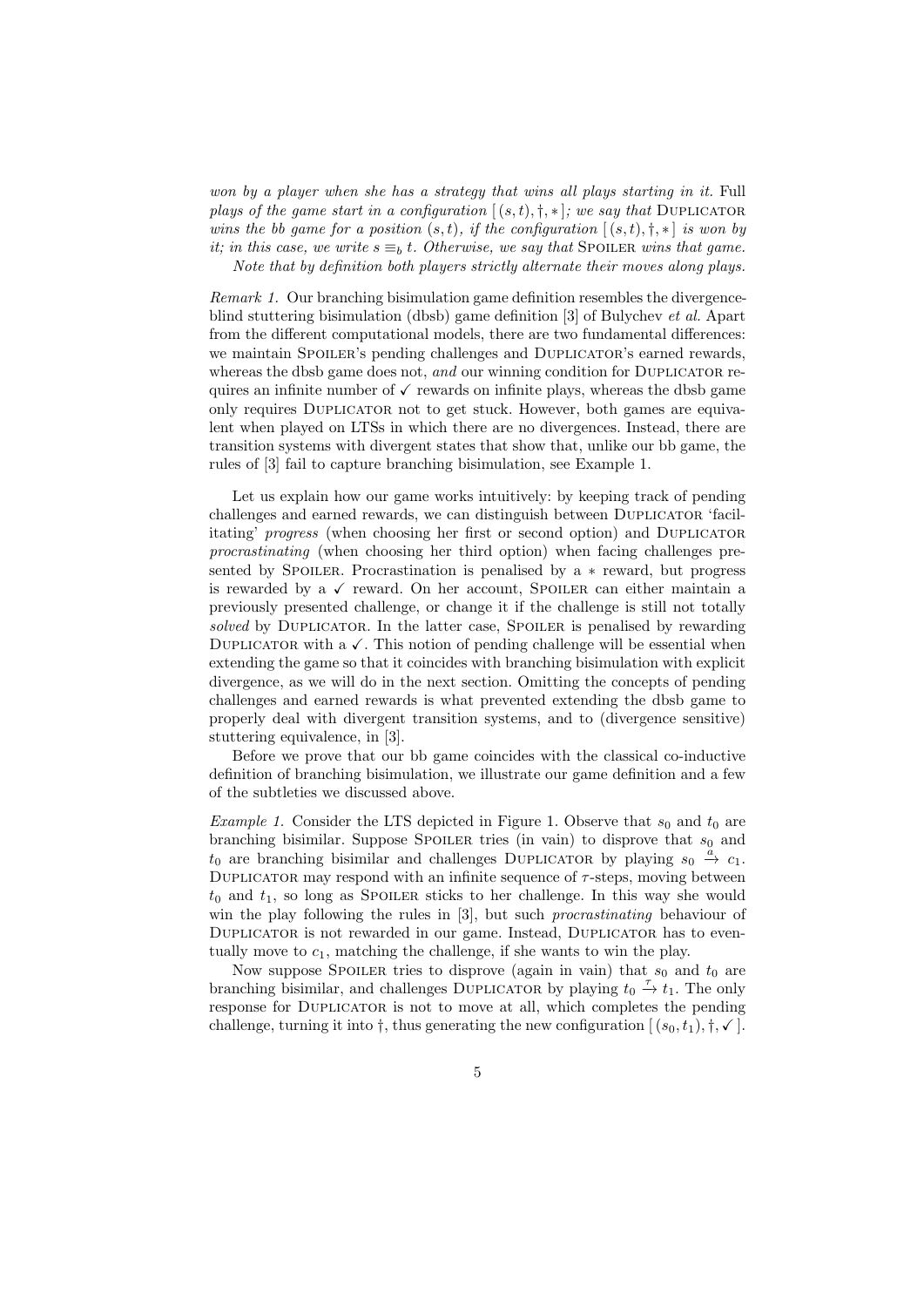*won by a player when she has a strategy that wins all plays starting in it.* Full *plays of the game start in a configuration* $[(s,t), \dagger, *]$*; we say that* Duplicator *wins the bb game for a position* $(s,t)$*, if the configuration* $[(s,t), \dagger, *]$ *is won by it; in this case, we write* $s \equiv_b t$*. Otherwise, we say that* Spoiler *wins that game.*

*Note that by definition both players strictly alternate their moves along plays.*

*Remark 1.* Our branching bisimulation game definition resembles the divergence-blind stuttering bisimulation (dbsb) game definition [3] of Bulychev *et al.* Apart from the different computational models, there are two fundamental differences: we maintain Spoiler's pending challenges and Duplicator's earned rewards, whereas the dbsb game does not, *and* our winning condition for Duplicator requires an infinite number of $\checkmark$ rewards on infinite plays, whereas the dbsb game only requires Duplicator not to get stuck. However, both games are equivalent when played on LTSs in which there are no divergences. Instead, there are transition systems with divergent states that show that, unlike our bb game, the rules of [3] fail to capture branching bisimulation, see Example 1.

Let us explain how our game works intuitively: by keeping track of pending challenges and earned rewards, we can distinguish between Duplicator 'facilitating' *progress* (when choosing her first or second option) and Duplicator *procrastinating* (when choosing her third option) when facing challenges presented by Spoiler. Procrastination is penalised by a $*$ reward, but progress is rewarded by a $\checkmark$ reward. On her account, Spoiler can either maintain a previously presented challenge, or change it if the challenge is still not totally *solved* by Duplicator. In the latter case, Spoiler is penalised by rewarding Duplicator with a $\checkmark$. This notion of pending challenge will be essential when extending the game so that it coincides with branching bisimulation with explicit divergence, as we will do in the next section. Omitting the concepts of pending challenges and earned rewards is what prevented extending the dbsb game to properly deal with divergent transition systems, and to (divergence sensitive) stuttering equivalence, in [3].

Before we prove that our bb game coincides with the classical co-inductive definition of branching bisimulation, we illustrate our game definition and a few of the subtleties we discussed above.

*Example 1.* Consider the LTS depicted in Figure 1. Observe that $s_0$ and $t_0$ are branching bisimilar. Suppose Spoiler tries (in vain) to disprove that $s_0$ and $t_0$ are branching bisimilar and challenges Duplicator by playing $s_0 \xrightarrow{a} c_1$. Duplicator may respond with an infinite sequence of $\tau$-steps, moving between $t_0$ and $t_1$, so long as Spoiler sticks to her challenge. In this way she would win the play following the rules in [3], but such *procrastinating* behaviour of Duplicator is not rewarded in our game. Instead, Duplicator has to eventually move to $c_1$, matching the challenge, if she wants to win the play.

Now suppose Spoiler tries to disprove (again in vain) that $s_0$ and $t_0$ are branching bisimilar, and challenges Duplicator by playing $t_0 \xrightarrow{\tau} t_1$. The only response for Duplicator is not to move at all, which completes the pending challenge, turning it into $\dagger$, thus generating the new configuration $[(s_0,t_1), \dagger, \checkmark]$.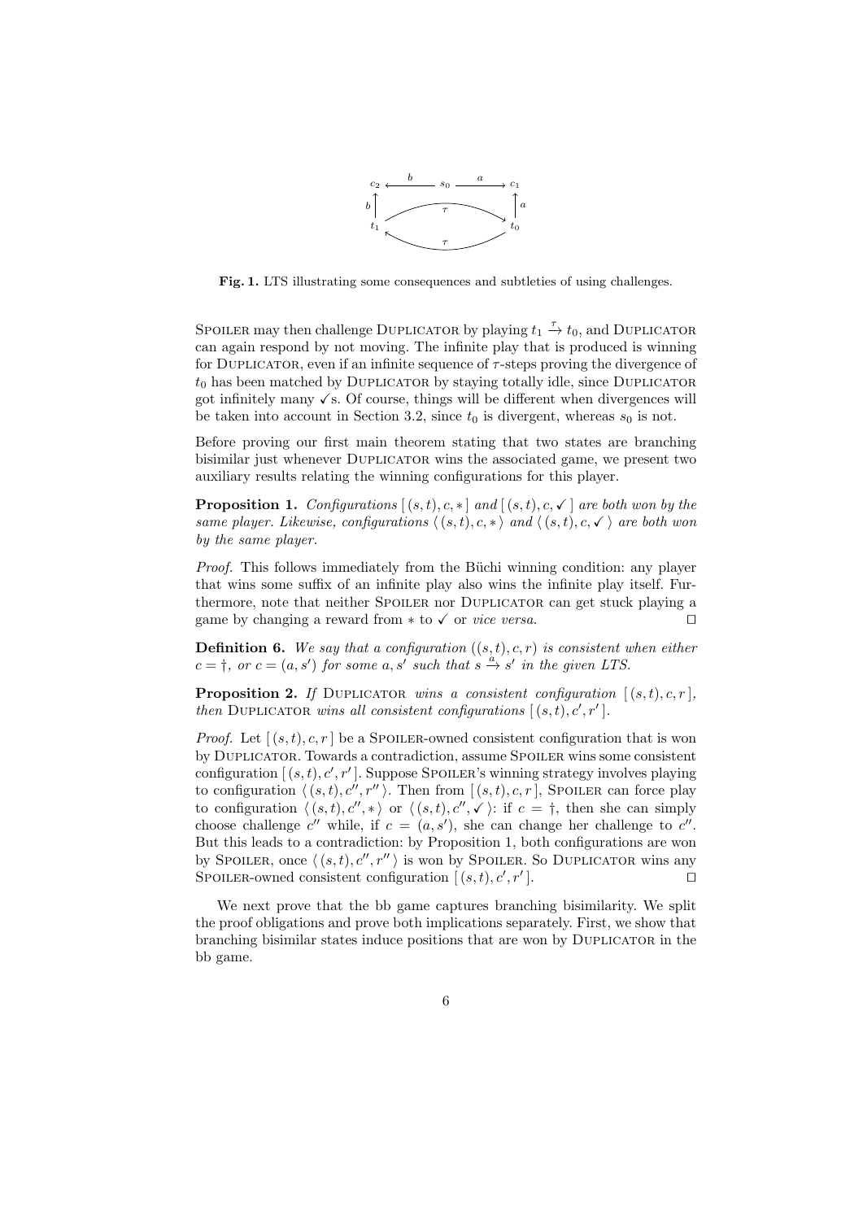**Fig. 1.** LTS illustrating some consequences and subtleties of using challenges.

SPOILER may then challenge DUPLICATOR by playing $t_1 \xrightarrow{\tau} t_0$, and DUPLICATOR can again respond by not moving. The infinite play that is produced is winning for DUPLICATOR, even if an infinite sequence of $\tau$-steps proving the divergence of $t_0$ has been matched by DUPLICATOR by staying totally idle, since DUPLICATOR got infinitely many $\checkmark$s. Of course, things will be different when divergences will be taken into account in Section 3.2, since $t_0$ is divergent, whereas $s_0$ is not.

Before proving our first main theorem stating that two states are branching bisimilar just whenever DUPLICATOR wins the associated game, we present two auxiliary results relating the winning configurations for this player.

**Proposition 1.** *Configurations* $[\,(s,t),c,*\,]$ *and* $[\,(s,t),c,\checkmark\,]$ *are both won by the same player. Likewise, configurations* $\langle\,(s,t),c,*\,\rangle$ *and* $\langle\,(s,t),c,\checkmark\,\rangle$ *are both won by the same player.*

*Proof.* This follows immediately from the Büchi winning condition: any player that wins some suffix of an infinite play also wins the infinite play itself. Furthermore, note that neither SPOILER nor DUPLICATOR can get stuck playing a game by changing a reward from $*$ to $\checkmark$ or *vice versa*. $\square$

**Definition 6.** *We say that a configuration* $((s,t),c,r)$ *is consistent when either* $c = \dagger$*, or* $c = (a,s')$ *for some* $a, s'$ *such that* $s \xrightarrow{a} s'$ *in the given LTS.*

**Proposition 2.** *If* DUPLICATOR *wins a consistent configuration* $[\,(s,t),c,r\,]$*, then* DUPLICATOR *wins all consistent configurations* $[\,(s,t),c',r'\,]$.

*Proof.* Let $[\,(s,t),c,r\,]$ be a SPOILER-owned consistent configuration that is won by DUPLICATOR. Towards a contradiction, assume SPOILER wins some consistent configuration $[\,(s,t),c',r'\,]$. Suppose SPOILER's winning strategy involves playing to configuration $\langle\,(s,t),c'',r''\,\rangle$. Then from $[\,(s,t),c,r\,]$, SPOILER can force play to configuration $\langle\,(s,t),c'',*\,\rangle$ or $\langle\,(s,t),c'',\checkmark\,\rangle$: if $c = \dagger$, then she can simply choose challenge $c''$ while, if $c = (a,s')$, she can change her challenge to $c''$. But this leads to a contradiction: by Proposition 1, both configurations are won by SPOILER, once $\langle\,(s,t),c'',r''\,\rangle$ is won by SPOILER. So DUPLICATOR wins any SPOILER-owned consistent configuration $[\,(s,t),c',r'\,]$. $\square$

We next prove that the bb game captures branching bisimilarity. We split the proof obligations and prove both implications separately. First, we show that branching bisimilar states induce positions that are won by DUPLICATOR in the bb game.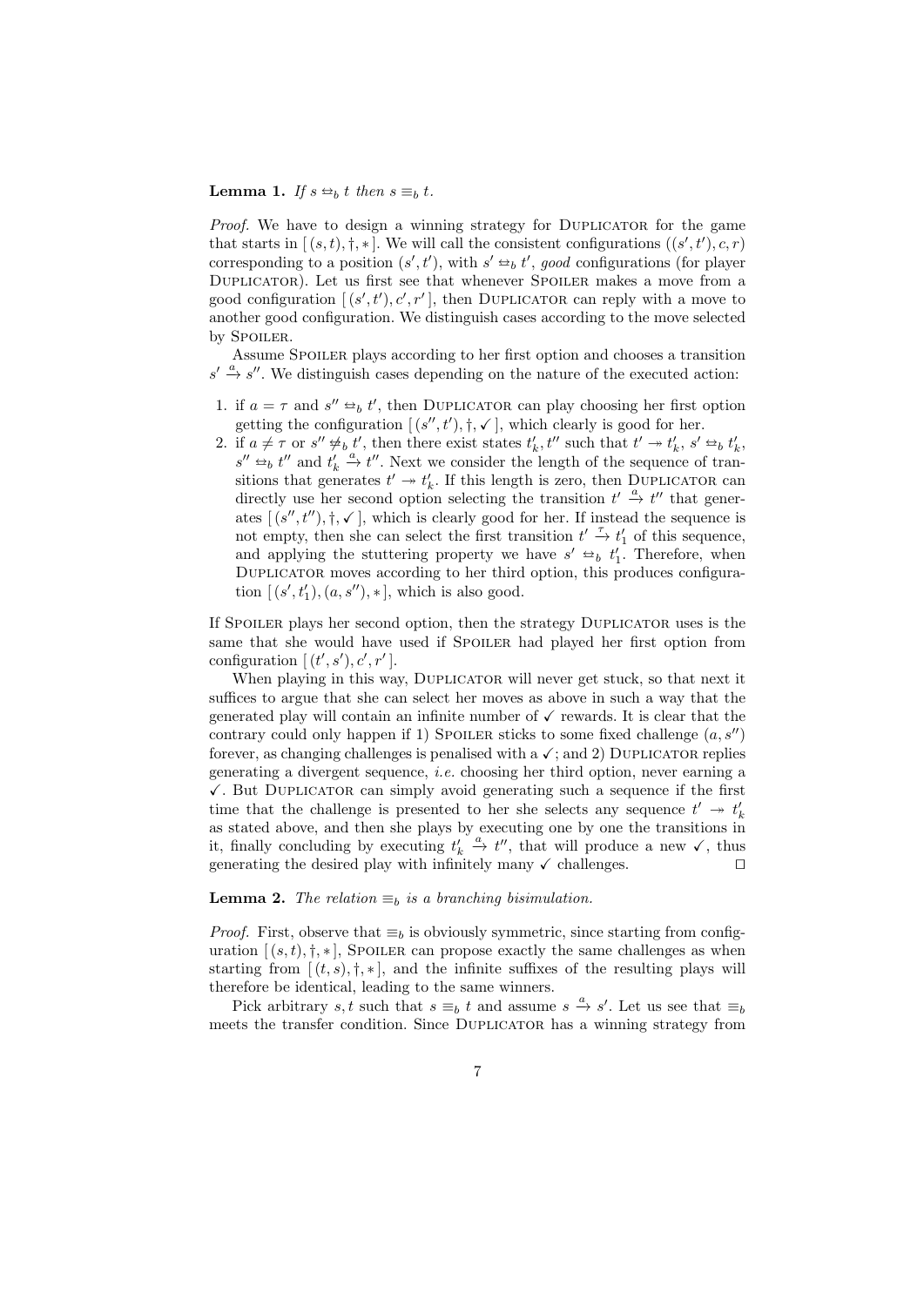**Lemma 1.** *If $s \leftrightarrow_b t$ then $s \equiv_b t$.*

*Proof.* We have to design a winning strategy for Duplicator for the game that starts in $[(s,t),\dagger,*]$. We will call the consistent configurations $((s',t'),c,r)$ corresponding to a position $(s',t')$, with $s' \leftrightarrow_b t'$, *good* configurations (for player Duplicator). Let us first see that whenever Spoiler makes a move from a good configuration $[(s',t'),c',r']$, then Duplicator can reply with a move to another good configuration. We distinguish cases according to the move selected by Spoiler.

Assume Spoiler plays according to her first option and chooses a transition $s' \xrightarrow{a} s''$. We distinguish cases depending on the nature of the executed action:

1. if $a = \tau$ and $s'' \leftrightarrow_b t'$, then Duplicator can play choosing her first option getting the configuration $[(s'',t'),\dagger,\checkmark]$, which clearly is good for her.
2. if $a \neq \tau$ or $s'' \not\leftrightarrow_b t'$, then there exist states $t'_k, t''$ such that $t' \twoheadrightarrow t'_k$, $s' \leftrightarrow_b t'_k$, $s'' \leftrightarrow_b t''$ and $t'_k \xrightarrow{a} t''$. Next we consider the length of the sequence of transitions that generates $t' \twoheadrightarrow t'_k$. If this length is zero, then Duplicator can directly use her second option selecting the transition $t' \xrightarrow{a} t''$ that generates $[(s'',t''),\dagger,\checkmark]$, which is clearly good for her. If instead the sequence is not empty, then she can select the first transition $t' \xrightarrow{\tau} t'_1$ of this sequence, and applying the stuttering property we have $s' \leftrightarrow_b t'_1$. Therefore, when Duplicator moves according to her third option, this produces configuration $[(s',t'_1),(a,s''),*]$, which is also good.

If Spoiler plays her second option, then the strategy Duplicator uses is the same that she would have used if Spoiler had played her first option from configuration $[(t',s'),c',r']$.

When playing in this way, Duplicator will never get stuck, so that next it suffices to argue that she can select her moves as above in such a way that the generated play will contain an infinite number of $\checkmark$ rewards. It is clear that the contrary could only happen if 1) Spoiler sticks to some fixed challenge $(a,s'')$ forever, as changing challenges is penalised with a $\checkmark$; and 2) Duplicator replies generating a divergent sequence, *i.e.* choosing her third option, never earning a $\checkmark$. But Duplicator can simply avoid generating such a sequence if the first time that the challenge is presented to her she selects any sequence $t' \twoheadrightarrow t'_k$ as stated above, and then she plays by executing one by one the transitions in it, finally concluding by executing $t'_k \xrightarrow{a} t''$, that will produce a new $\checkmark$, thus generating the desired play with infinitely many $\checkmark$ challenges. $\square$

**Lemma 2.** *The relation $\equiv_b$ is a branching bisimulation.*

*Proof.* First, observe that $\equiv_b$ is obviously symmetric, since starting from configuration $[(s,t),\dagger,*]$, Spoiler can propose exactly the same challenges as when starting from $[(t,s),\dagger,*]$, and the infinite suffixes of the resulting plays will therefore be identical, leading to the same winners.

Pick arbitrary $s,t$ such that $s \equiv_b t$ and assume $s \xrightarrow{a} s'$. Let us see that $\equiv_b$ meets the transfer condition. Since Duplicator has a winning strategy from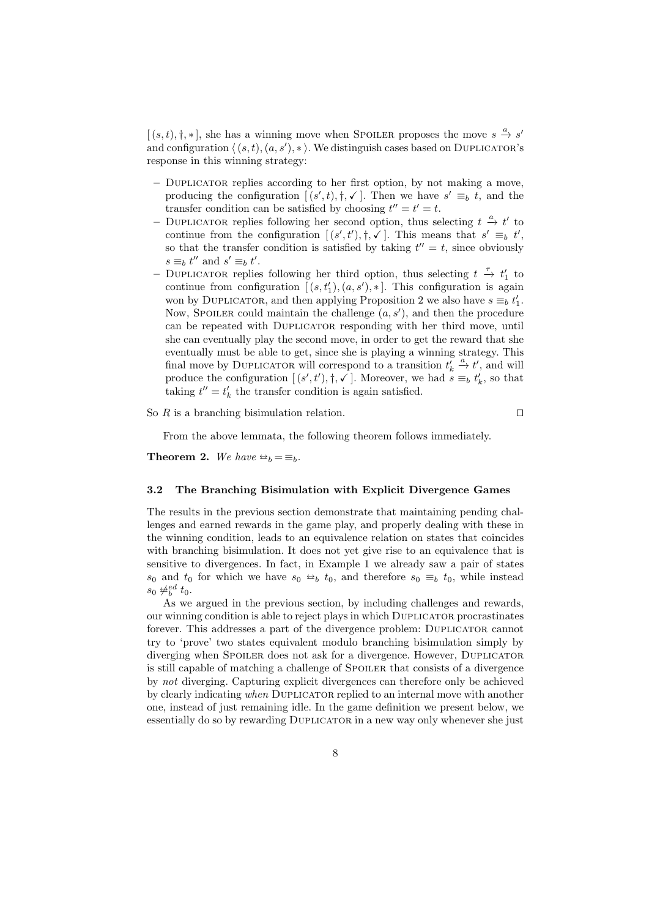$[(s,t),\dagger,*]$, she has a winning move when SPOILER proposes the move $s \xrightarrow{a} s'$ and configuration $\langle (s,t),(a,s'),* \rangle$. We distinguish cases based on DUPLICATOR's response in this winning strategy:

- DUPLICATOR replies according to her first option, by not making a move, producing the configuration $[(s',t),\dagger,\checkmark]$. Then we have $s' \equiv_b t$, and the transfer condition can be satisfied by choosing $t'' = t' = t$.
- DUPLICATOR replies following her second option, thus selecting $t \xrightarrow{a} t'$ to continue from the configuration $[(s',t'),\dagger,\checkmark]$. This means that $s' \equiv_b t'$, so that the transfer condition is satisfied by taking $t'' = t$, since obviously $s \equiv_b t''$ and $s' \equiv_b t'$.
- DUPLICATOR replies following her third option, thus selecting $t \xrightarrow{\tau} t'_1$ to continue from configuration $[(s,t'_1),(a,s'),*]$. This configuration is again won by DUPLICATOR, and then applying Proposition 2 we also have $s \equiv_b t'_1$. Now, SPOILER could maintain the challenge $(a,s')$, and then the procedure can be repeated with DUPLICATOR responding with her third move, until she can eventually play the second move, in order to get the reward that she eventually must be able to get, since she is playing a winning strategy. This final move by DUPLICATOR will correspond to a transition $t'_k \xrightarrow{a} t'$, and will produce the configuration $[(s',t'),\dagger,\checkmark]$. Moreover, we had $s \equiv_b t'_k$, so that taking $t'' = t'_k$ the transfer condition is again satisfied.

So $R$ is a branching bisimulation relation. □

From the above lemmata, the following theorem follows immediately.

**Theorem 2.** *We have* $\leftrightarrow_b = \equiv_b$.

### 3.2 The Branching Bisimulation with Explicit Divergence Games

The results in the previous section demonstrate that maintaining pending challenges and earned rewards in the game play, and properly dealing with these in the winning condition, leads to an equivalence relation on states that coincides with branching bisimulation. It does not yet give rise to an equivalence that is sensitive to divergences. In fact, in Example 1 we already saw a pair of states $s_0$ and $t_0$ for which we have $s_0 \leftrightarrow_b t_0$, and therefore $s_0 \equiv_b t_0$, while instead $s_0 \not\leftrightarrow_b^{ed} t_0$.

As we argued in the previous section, by including challenges and rewards, our winning condition is able to reject plays in which DUPLICATOR procrastinates forever. This addresses a part of the divergence problem: DUPLICATOR cannot try to 'prove' two states equivalent modulo branching bisimulation simply by diverging when SPOILER does not ask for a divergence. However, DUPLICATOR is still capable of matching a challenge of SPOILER that consists of a divergence by *not* diverging. Capturing explicit divergences can therefore only be achieved by clearly indicating *when* DUPLICATOR replied to an internal move with another one, instead of just remaining idle. In the game definition we present below, we essentially do so by rewarding DUPLICATOR in a new way only whenever she just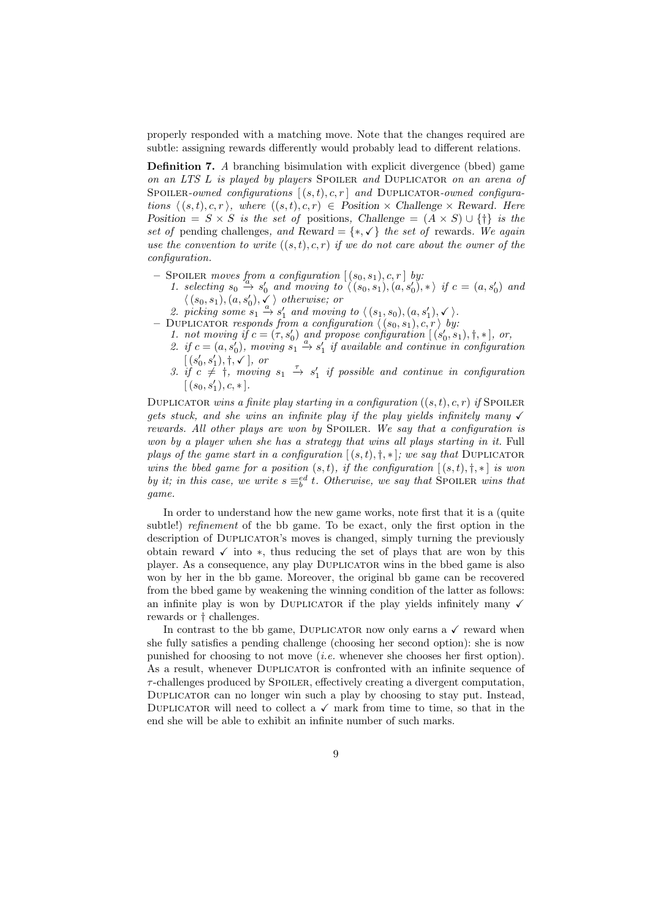properly responded with a matching move. Note that the changes required are subtle: assigning rewards differently would probably lead to different relations.

**Definition 7.** *A* branching bisimulation with explicit divergence (bbed) game *on an LTS $L$ is played by players* Spoiler *and* Duplicator *on an arena of* Spoiler*-owned configurations $[\,(s,t),c,r\,]$ and* Duplicator*-owned configurations $\langle\,(s,t),c,r\,\rangle$, where $((s,t),c,r) \in \mathit{Position} \times \mathit{Challenge} \times \mathit{Reward}$. Here $\mathit{Position} = S \times S$ is the set of* positions*, $\mathit{Challenge} = (A \times S) \cup \{\dagger\}$ is the set of* pending challenges*, and $\mathit{Reward} = \{*, \checkmark\}$ the set of* rewards*. We again use the convention to write $((s,t),c,r)$ if we do not care about the owner of the configuration.*

- Spoiler *moves from a configuration $[\,(s_0,s_1),c,r\,]$ by:*
  1. *selecting $s_0 \xrightarrow{a} s_0'$ and moving to $\langle\,(s_0,s_1),(a,s_0'),*\,\rangle$ if $c = (a,s_0')$ and $\langle\,(s_0,s_1),(a,s_0'),\checkmark\,\rangle$ otherwise; or*
  2. *picking some $s_1 \xrightarrow{a} s_1'$ and moving to $\langle\,(s_1,s_0),(a,s_1'),\checkmark\,\rangle$.*
- Duplicator *responds from a configuration $\langle\,(s_0,s_1),c,r\,\rangle$ by:*
  1. *not moving if $c = (\tau,s_0')$ and propose configuration $[\,(s_0',s_1),\dagger,*\,]$, or,*
  2. *if $c = (a,s_0')$, moving $s_1 \xrightarrow{a} s_1'$ if available and continue in configuration $[\,(s_0',s_1'),\dagger,\checkmark\,]$, or*
  3. *if $c \neq \dagger$, moving $s_1 \xrightarrow{\tau} s_1'$ if possible and continue in configuration $[\,(s_0,s_1'),c,*\,]$.*

Duplicator *wins a finite play starting in a configuration $((s,t),c,r)$ if* Spoiler *gets stuck, and she wins an infinite play if the play yields infinitely many $\checkmark$ rewards. All other plays are won by* Spoiler*. We say that a configuration is won by a player when she has a strategy that wins all plays starting in it.* Full plays *of the game start in a configuration $[\,(s,t),\dagger,*\,]$; we say that* Duplicator *wins the bbed game for a position $(s,t)$, if the configuration $[\,(s,t),\dagger,*\,]$ is won by it; in this case, we write $s \equiv_b^{ed} t$. Otherwise, we say that* Spoiler *wins that game.*

In order to understand how the new game works, note first that it is a (quite subtle!) *refinement* of the bb game. To be exact, only the first option in the description of Duplicator's moves is changed, simply turning the previously obtain reward $\checkmark$ into $*$, thus reducing the set of plays that are won by this player. As a consequence, any play Duplicator wins in the bbed game is also won by her in the bb game. Moreover, the original bb game can be recovered from the bbed game by weakening the winning condition of the latter as follows: an infinite play is won by Duplicator if the play yields infinitely many $\checkmark$ rewards or $\dagger$ challenges.

In contrast to the bb game, Duplicator now only earns a $\checkmark$ reward when she fully satisfies a pending challenge (choosing her second option): she is now punished for choosing to not move (*i.e.* whenever she chooses her first option). As a result, whenever Duplicator is confronted with an infinite sequence of $\tau$-challenges produced by Spoiler, effectively creating a divergent computation, Duplicator can no longer win such a play by choosing to stay put. Instead, Duplicator will need to collect a $\checkmark$ mark from time to time, so that in the end she will be able to exhibit an infinite number of such marks.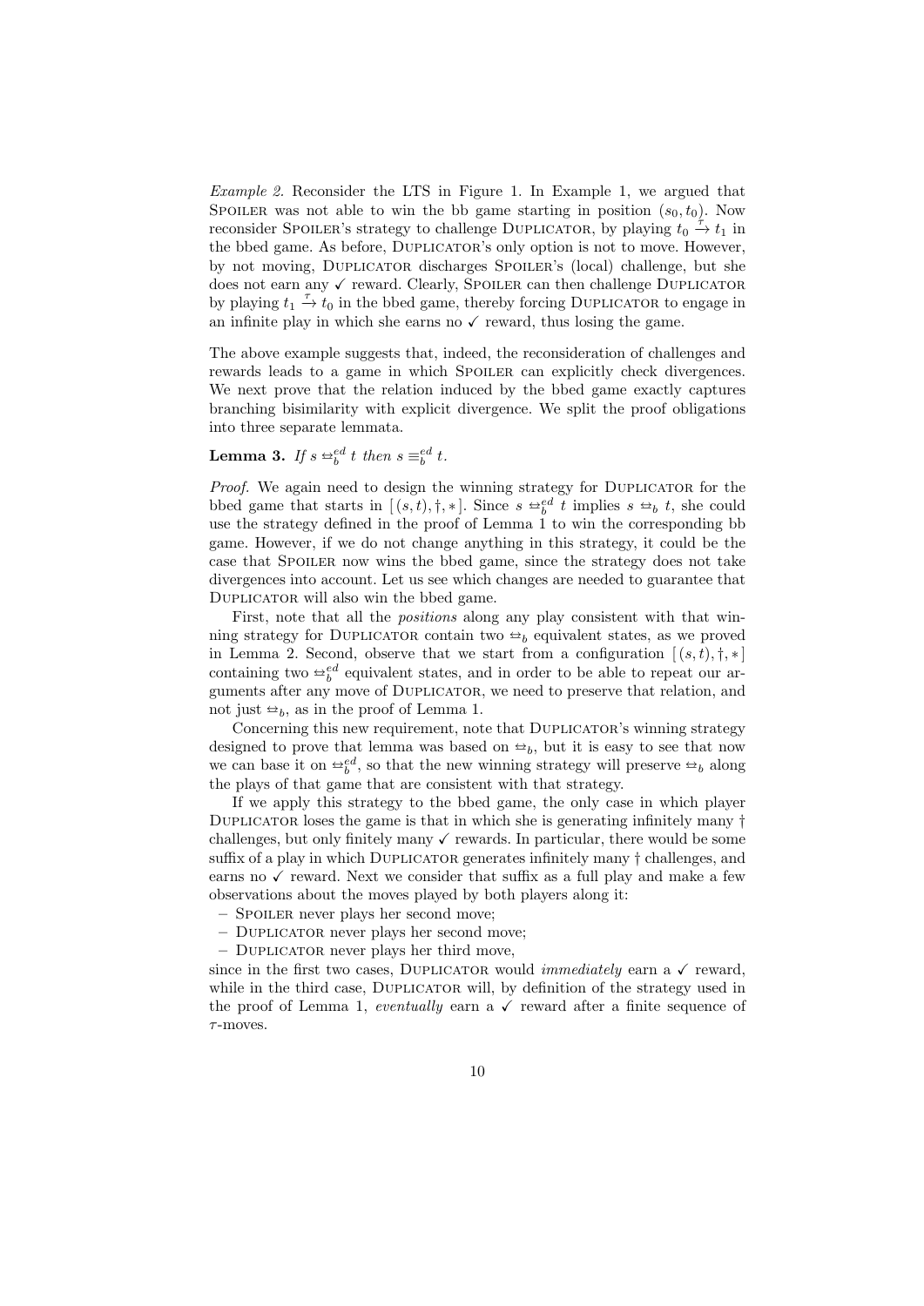*Example 2.* Reconsider the LTS in Figure 1. In Example 1, we argued that Spoiler was not able to win the bb game starting in position $(s_0, t_0)$. Now reconsider Spoiler's strategy to challenge Duplicator, by playing $t_0 \xrightarrow{\tau} t_1$ in the bbed game. As before, Duplicator's only option is not to move. However, by not moving, Duplicator discharges Spoiler's (local) challenge, but she does not earn any ✓ reward. Clearly, Spoiler can then challenge Duplicator by playing $t_1 \xrightarrow{\tau} t_0$ in the bbed game, thereby forcing Duplicator to engage in an infinite play in which she earns no ✓ reward, thus losing the game.

The above example suggests that, indeed, the reconsideration of challenges and rewards leads to a game in which Spoiler can explicitly check divergences. We next prove that the relation induced by the bbed game exactly captures branching bisimilarity with explicit divergence. We split the proof obligations into three separate lemmata.

**Lemma 3.** *If $s \leftrightarroweq_b^{ed} t$ then $s \equiv_b^{ed} t$.*

*Proof.* We again need to design the winning strategy for Duplicator for the bbed game that starts in $[(s,t), \dagger, *]$. Since $s \leftrightarroweq_b^{ed} t$ implies $s \leftrightarroweq_b t$, she could use the strategy defined in the proof of Lemma 1 to win the corresponding bb game. However, if we do not change anything in this strategy, it could be the case that Spoiler now wins the bbed game, since the strategy does not take divergences into account. Let us see which changes are needed to guarantee that Duplicator will also win the bbed game.

First, note that all the *positions* along any play consistent with that winning strategy for Duplicator contain two $\leftrightarroweq_b$ equivalent states, as we proved in Lemma 2. Second, observe that we start from a configuration $[(s,t), \dagger, *]$ containing two $\leftrightarroweq_b^{ed}$ equivalent states, and in order to be able to repeat our arguments after any move of Duplicator, we need to preserve that relation, and not just $\leftrightarroweq_b$, as in the proof of Lemma 1.

Concerning this new requirement, note that Duplicator's winning strategy designed to prove that lemma was based on $\leftrightarroweq_b$, but it is easy to see that now we can base it on $\leftrightarroweq_b^{ed}$, so that the new winning strategy will preserve $\leftrightarroweq_b$ along the plays of that game that are consistent with that strategy.

If we apply this strategy to the bbed game, the only case in which player Duplicator loses the game is that in which she is generating infinitely many $\dagger$ challenges, but only finitely many ✓ rewards. In particular, there would be some suffix of a play in which Duplicator generates infinitely many $\dagger$ challenges, and earns no ✓ reward. Next we consider that suffix as a full play and make a few observations about the moves played by both players along it:

– Spoiler never plays her second move;
– Duplicator never plays her second move;
– Duplicator never plays her third move,

since in the first two cases, Duplicator would *immediately* earn a ✓ reward, while in the third case, Duplicator will, by definition of the strategy used in the proof of Lemma 1, *eventually* earn a ✓ reward after a finite sequence of $\tau$-moves.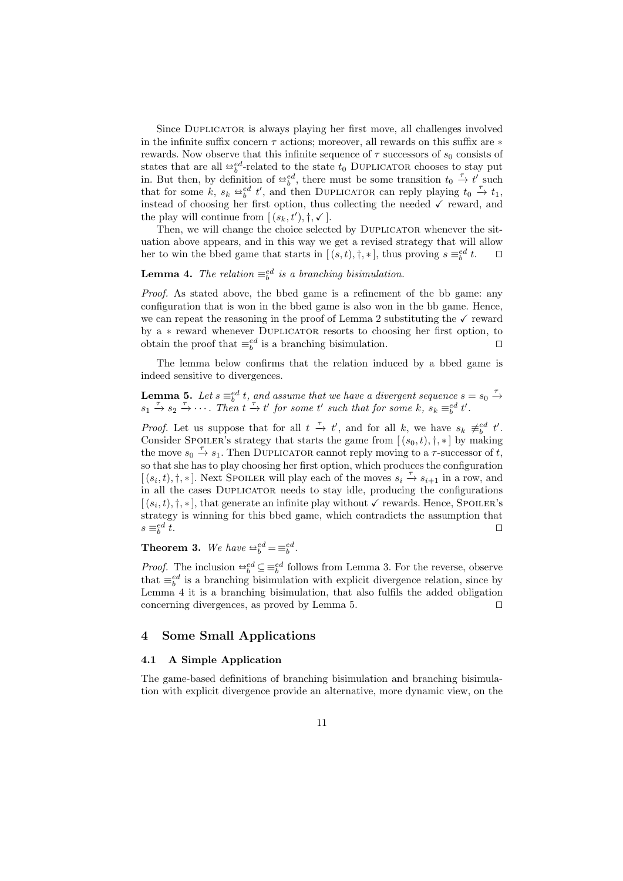Since Duplicator is always playing her first move, all challenges involved in the infinite suffix concern $\tau$ actions; moreover, all rewards on this suffix are $*$ rewards. Now observe that this infinite sequence of $\tau$ successors of $s_0$ consists of states that are all $\leftrightarrow_b^{ed}$-related to the state $t_0$ Duplicator chooses to stay put in. But then, by definition of $\leftrightarrow_b^{ed}$, there must be some transition $t_0 \xrightarrow{\tau} t'$ such that for some $k$, $s_k \leftrightarrow_b^{ed} t'$, and then Duplicator can reply playing $t_0 \xrightarrow{\tau} t_1$, instead of choosing her first option, thus collecting the needed ✓ reward, and the play will continue from $[\,(s_k, t'), \dagger, \checkmark\,]$.

Then, we will change the choice selected by Duplicator whenever the situation above appears, and in this way we get a revised strategy that will allow her to win the bbed game that starts in $[\,(s,t), \dagger, *\,]$, thus proving $s \equiv_b^{ed} t$. □

**Lemma 4.** *The relation $\equiv_b^{ed}$ is a branching bisimulation.*

*Proof.* As stated above, the bbed game is a refinement of the bb game: any configuration that is won in the bbed game is also won in the bb game. Hence, we can repeat the reasoning in the proof of Lemma 2 substituting the ✓ reward by a $*$ reward whenever Duplicator resorts to choosing her first option, to obtain the proof that $\equiv_b^{ed}$ is a branching bisimulation. □

The lemma below confirms that the relation induced by a bbed game is indeed sensitive to divergences.

**Lemma 5.** *Let $s \equiv_b^{ed} t$, and assume that we have a divergent sequence $s = s_0 \xrightarrow{\tau} s_1 \xrightarrow{\tau} s_2 \xrightarrow{\tau} \cdots$. Then $t \xrightarrow{\tau} t'$ for some $t'$ such that for some $k$, $s_k \equiv_b^{ed} t'$.*

*Proof.* Let us suppose that for all $t \xrightarrow{\tau} t'$, and for all $k$, we have $s_k \not\equiv_b^{ed} t'$. Consider Spoiler's strategy that starts the game from $[\,(s_0, t), \dagger, *\,]$ by making the move $s_0 \xrightarrow{\tau} s_1$. Then Duplicator cannot reply moving to a $\tau$-successor of $t$, so that she has to play choosing her first option, which produces the configuration $[\,(s_i, t), \dagger, *\,]$. Next Spoiler will play each of the moves $s_i \xrightarrow{\tau} s_{i+1}$ in a row, and in all the cases Duplicator needs to stay idle, producing the configurations $[\,(s_i, t), \dagger, *\,]$, that generate an infinite play without ✓ rewards. Hence, Spoiler's strategy is winning for this bbed game, which contradicts the assumption that $s \equiv_b^{ed} t$. □

**Theorem 3.** *We have $\leftrightarrow_b^{ed} = \equiv_b^{ed}$.*

*Proof.* The inclusion $\leftrightarrow_b^{ed} \subseteq \equiv_b^{ed}$ follows from Lemma 3. For the reverse, observe that $\equiv_b^{ed}$ is a branching bisimulation with explicit divergence relation, since by Lemma 4 it is a branching bisimulation, that also fulfils the added obligation concerning divergences, as proved by Lemma 5. □

## 4 Some Small Applications

### 4.1 A Simple Application

The game-based definitions of branching bisimulation and branching bisimulation with explicit divergence provide an alternative, more dynamic view, on the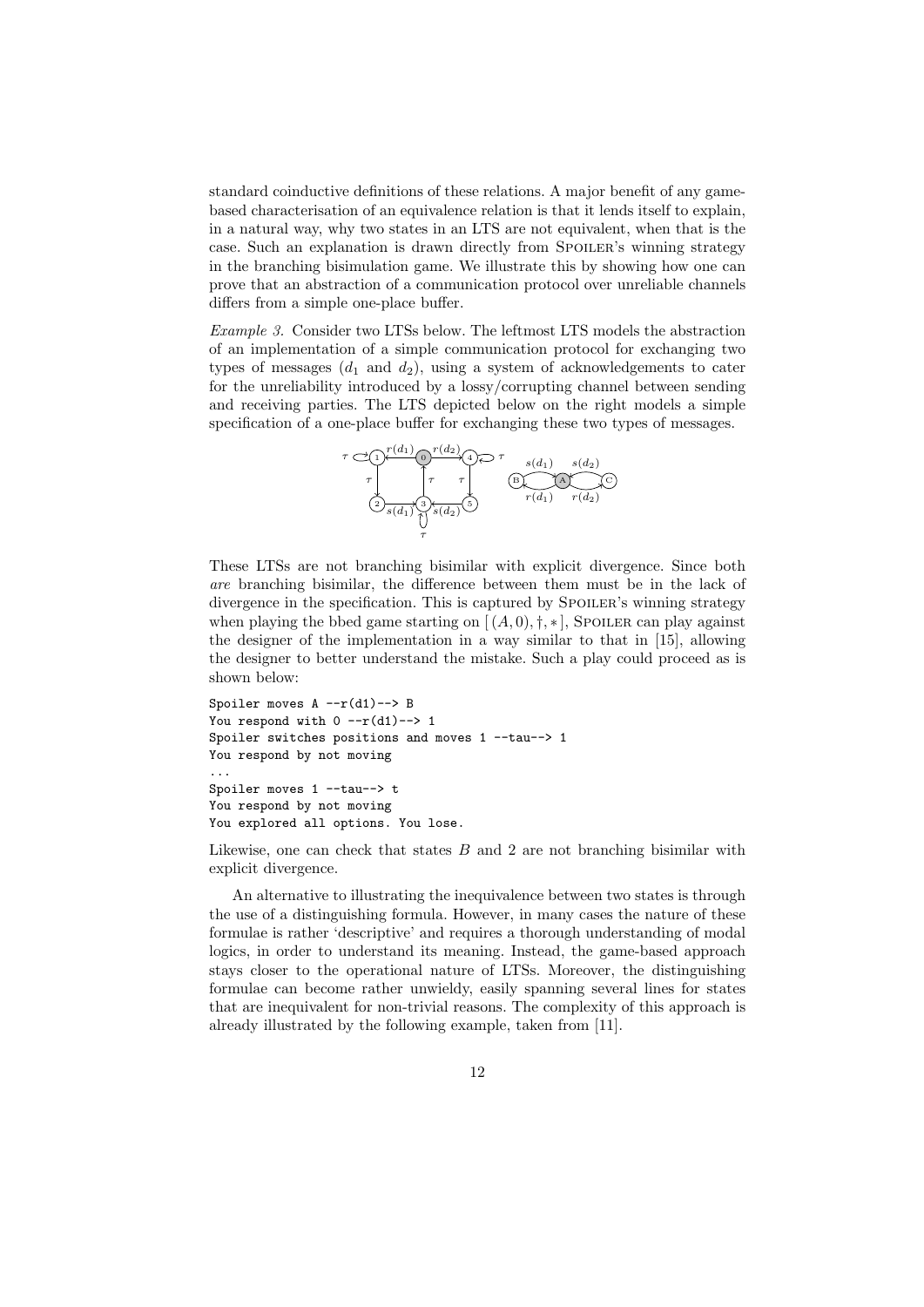standard coinductive definitions of these relations. A major benefit of any game-based characterisation of an equivalence relation is that it lends itself to explain, in a natural way, why two states in an LTS are not equivalent, when that is the case. Such an explanation is drawn directly from Spoiler's winning strategy in the branching bisimulation game. We illustrate this by showing how one can prove that an abstraction of a communication protocol over unreliable channels differs from a simple one-place buffer.

*Example 3.* Consider two LTSs below. The leftmost LTS models the abstraction of an implementation of a simple communication protocol for exchanging two types of messages ($d_1$ and $d_2$), using a system of acknowledgements to cater for the unreliability introduced by a lossy/corrupting channel between sending and receiving parties. The LTS depicted below on the right models a simple specification of a one-place buffer for exchanging these two types of messages.

These LTSs are not branching bisimilar with explicit divergence. Since both *are* branching bisimilar, the difference between them must be in the lack of divergence in the specification. This is captured by Spoiler's winning strategy when playing the bbed game starting on $[(A, 0), \dagger, *]$, Spoiler can play against the designer of the implementation in a way similar to that in [15], allowing the designer to better understand the mistake. Such a play could proceed as is shown below:

```
Spoiler moves A --r(d1)--> B
You respond with 0 --r(d1)--> 1
Spoiler switches positions and moves 1 --tau--> 1
You respond by not moving
...
Spoiler moves 1 --tau--> t
You respond by not moving
You explored all options. You lose.
```

Likewise, one can check that states $B$ and 2 are not branching bisimilar with explicit divergence.

An alternative to illustrating the inequivalence between two states is through the use of a distinguishing formula. However, in many cases the nature of these formulae is rather 'descriptive' and requires a thorough understanding of modal logics, in order to understand its meaning. Instead, the game-based approach stays closer to the operational nature of LTSs. Moreover, the distinguishing formulae can become rather unwieldy, easily spanning several lines for states that are inequivalent for non-trivial reasons. The complexity of this approach is already illustrated by the following example, taken from [11].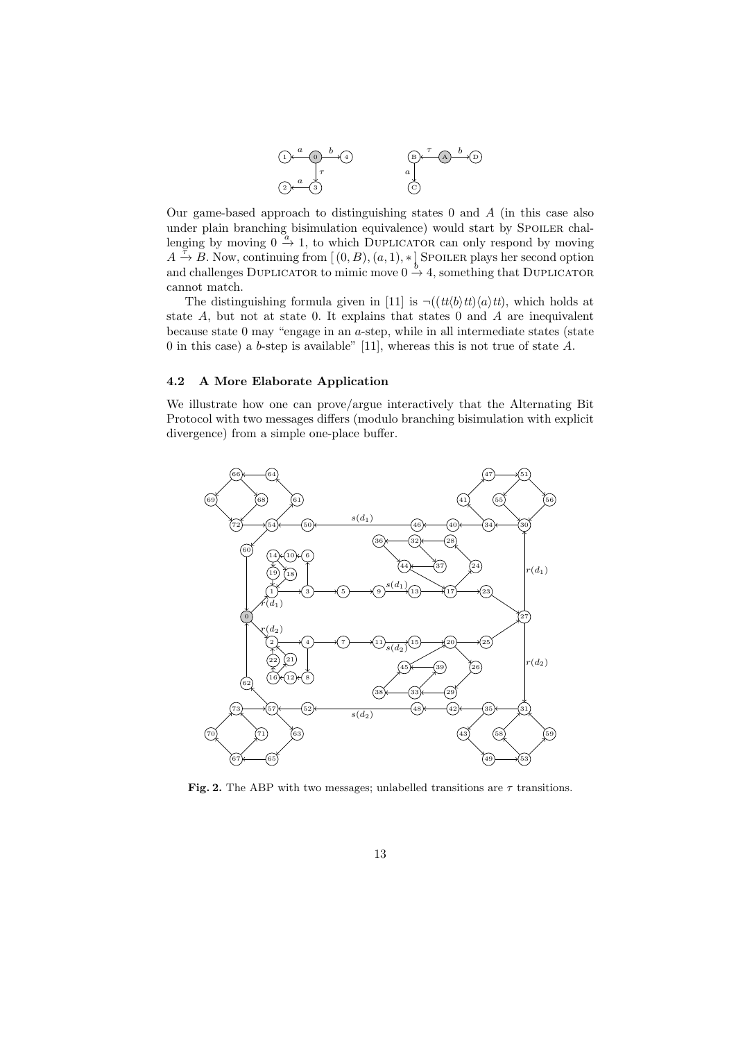Our game-based approach to distinguishing states 0 and $A$ (in this case also under plain branching bisimulation equivalence) would start by Spoiler challenging by moving $0 \xrightarrow{a} 1$, to which Duplicator can only respond by moving $A \xrightarrow{\tau} B$. Now, continuing from $[(0, B), (a, 1), *]$ Spoiler plays her second option and challenges Duplicator to mimic move $0 \xrightarrow{b} 4$, something that Duplicator cannot match.

The distinguishing formula given in [11] is $\neg((tt\langle b\rangle tt)\langle a\rangle tt)$, which holds at state $A$, but not at state 0. It explains that states 0 and $A$ are inequivalent because state 0 may "engage in an $a$-step, while in all intermediate states (state 0 in this case) a $b$-step is available" [11], whereas this is not true of state $A$.

### 4.2 A More Elaborate Application

We illustrate how one can prove/argue interactively that the Alternating Bit Protocol with two messages differs (modulo branching bisimulation with explicit divergence) from a simple one-place buffer.

**Fig. 2.** The ABP with two messages; unlabelled transitions are $\tau$ transitions.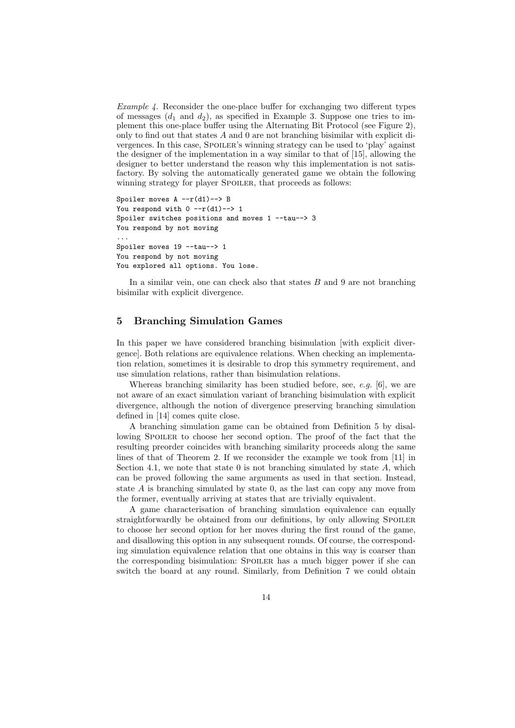*Example 4.* Reconsider the one-place buffer for exchanging two different types of messages ($d_1$ and $d_2$), as specified in Example 3. Suppose one tries to implement this one-place buffer using the Alternating Bit Protocol (see Figure 2), only to find out that states $A$ and 0 are not branching bisimilar with explicit divergences. In this case, Spoiler's winning strategy can be used to 'play' against the designer of the implementation in a way similar to that of [15], allowing the designer to better understand the reason why this implementation is not satisfactory. By solving the automatically generated game we obtain the following winning strategy for player Spoiler, that proceeds as follows:

```
Spoiler moves A --r(d1)--> B
You respond with 0 --r(d1)--> 1
Spoiler switches positions and moves 1 --tau--> 3
You respond by not moving
...
Spoiler moves 19 --tau--> 1
You respond by not moving
You explored all options. You lose.
```

In a similar vein, one can check also that states $B$ and 9 are not branching bisimilar with explicit divergence.

## 5 Branching Simulation Games

In this paper we have considered branching bisimulation [with explicit divergence]. Both relations are equivalence relations. When checking an implementation relation, sometimes it is desirable to drop this symmetry requirement, and use simulation relations, rather than bisimulation relations.

Whereas branching similarity has been studied before, see, *e.g.* [6], we are not aware of an exact simulation variant of branching bisimulation with explicit divergence, although the notion of divergence preserving branching simulation defined in [14] comes quite close.

A branching simulation game can be obtained from Definition 5 by disallowing Spoiler to choose her second option. The proof of the fact that the resulting preorder coincides with branching similarity proceeds along the same lines of that of Theorem 2. If we reconsider the example we took from [11] in Section 4.1, we note that state 0 is not branching simulated by state $A$, which can be proved following the same arguments as used in that section. Instead, state $A$ is branching simulated by state 0, as the last can copy any move from the former, eventually arriving at states that are trivially equivalent.

A game characterisation of branching simulation equivalence can equally straightforwardly be obtained from our definitions, by only allowing Spoiler to choose her second option for her moves during the first round of the game, and disallowing this option in any subsequent rounds. Of course, the corresponding simulation equivalence relation that one obtains in this way is coarser than the corresponding bisimulation: Spoiler has a much bigger power if she can switch the board at any round. Similarly, from Definition 7 we could obtain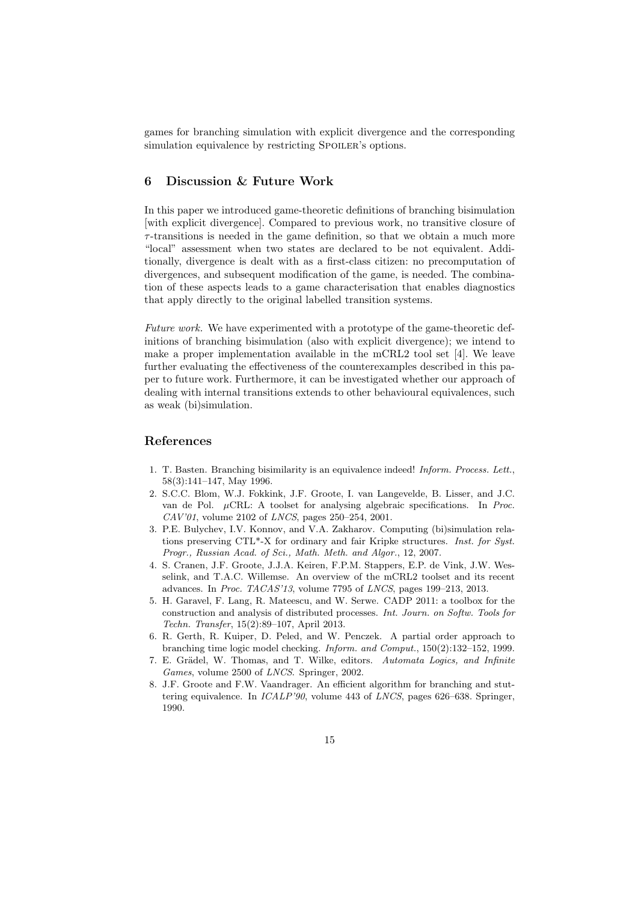games for branching simulation with explicit divergence and the corresponding simulation equivalence by restricting Spoiler's options.

## 6 Discussion & Future Work

In this paper we introduced game-theoretic definitions of branching bisimulation [with explicit divergence]. Compared to previous work, no transitive closure of $\tau$-transitions is needed in the game definition, so that we obtain a much more "local" assessment when two states are declared to be not equivalent. Additionally, divergence is dealt with as a first-class citizen: no precomputation of divergences, and subsequent modification of the game, is needed. The combination of these aspects leads to a game characterisation that enables diagnostics that apply directly to the original labelled transition systems.

*Future work.* We have experimented with a prototype of the game-theoretic definitions of branching bisimulation (also with explicit divergence); we intend to make a proper implementation available in the mCRL2 tool set [4]. We leave further evaluating the effectiveness of the counterexamples described in this paper to future work. Furthermore, it can be investigated whether our approach of dealing with internal transitions extends to other behavioural equivalences, such as weak (bi)simulation.

## References

1. T. Basten. Branching bisimilarity is an equivalence indeed! *Inform. Process. Lett.*, 58(3):141–147, May 1996.
2. S.C.C. Blom, W.J. Fokkink, J.F. Groote, I. van Langevelde, B. Lisser, and J.C. van de Pol. $\mu$CRL: A toolset for analysing algebraic specifications. In *Proc. CAV'01*, volume 2102 of *LNCS*, pages 250–254, 2001.
3. P.E. Bulychev, I.V. Konnov, and V.A. Zakharov. Computing (bi)simulation relations preserving CTL*-X for ordinary and fair Kripke structures. *Inst. for Syst. Progr., Russian Acad. of Sci., Math. Meth. and Algor.*, 12, 2007.
4. S. Cranen, J.F. Groote, J.J.A. Keiren, F.P.M. Stappers, E.P. de Vink, J.W. Wesselink, and T.A.C. Willemse. An overview of the mCRL2 toolset and its recent advances. In *Proc. TACAS'13*, volume 7795 of *LNCS*, pages 199–213, 2013.
5. H. Garavel, F. Lang, R. Mateescu, and W. Serwe. CADP 2011: a toolbox for the construction and analysis of distributed processes. *Int. Journ. on Softw. Tools for Techn. Transfer*, 15(2):89–107, April 2013.
6. R. Gerth, R. Kuiper, D. Peled, and W. Penczek. A partial order approach to branching time logic model checking. *Inform. and Comput.*, 150(2):132–152, 1999.
7. E. Grädel, W. Thomas, and T. Wilke, editors. *Automata Logics, and Infinite Games*, volume 2500 of *LNCS*. Springer, 2002.
8. J.F. Groote and F.W. Vaandrager. An efficient algorithm for branching and stuttering equivalence. In *ICALP'90*, volume 443 of *LNCS*, pages 626–638. Springer, 1990.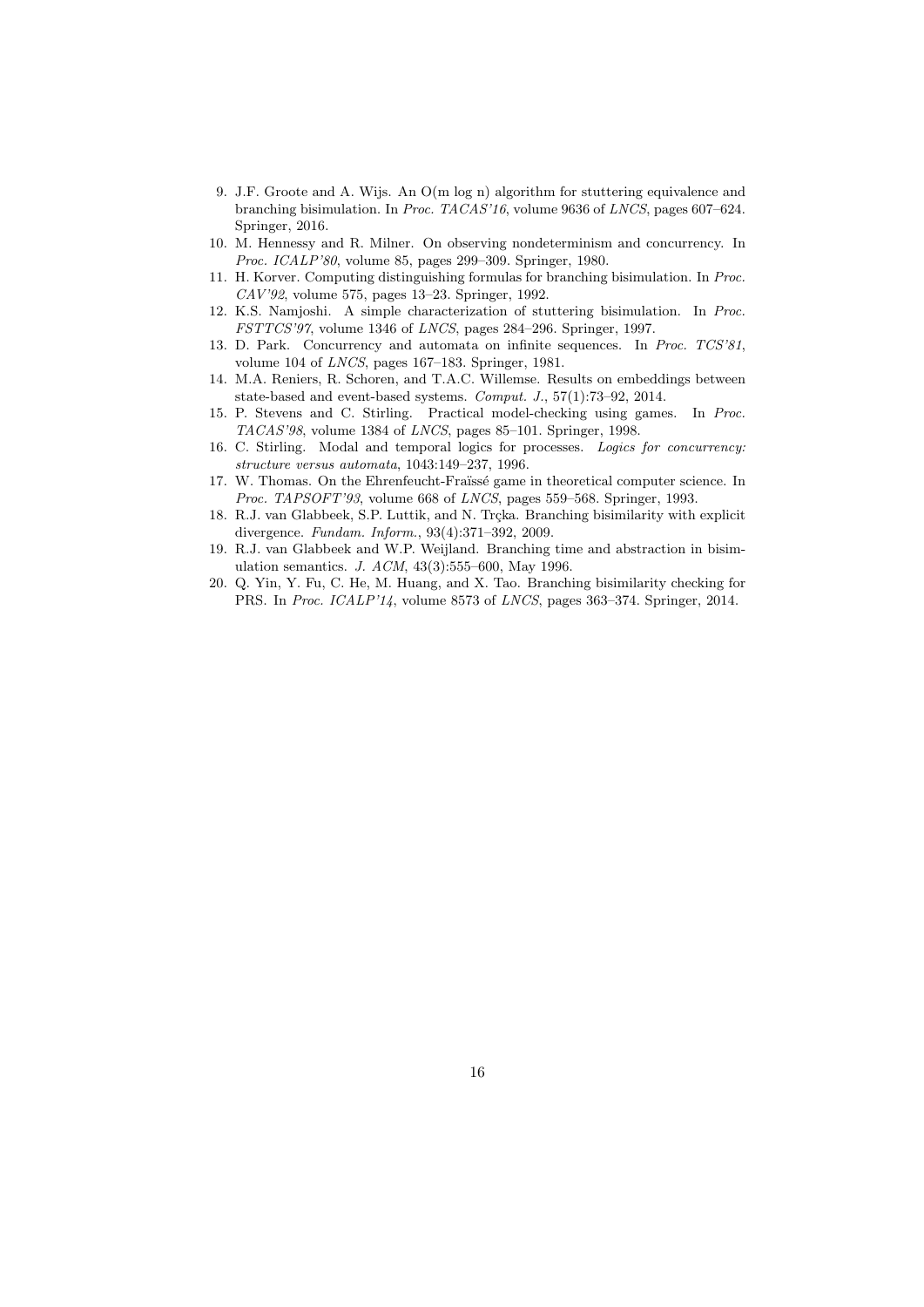9. J.F. Groote and A. Wijs. An O(m log n) algorithm for stuttering equivalence and branching bisimulation. In *Proc. TACAS'16*, volume 9636 of *LNCS*, pages 607–624. Springer, 2016.
10. M. Hennessy and R. Milner. On observing nondeterminism and concurrency. In *Proc. ICALP'80*, volume 85, pages 299–309. Springer, 1980.
11. H. Korver. Computing distinguishing formulas for branching bisimulation. In *Proc. CAV'92*, volume 575, pages 13–23. Springer, 1992.
12. K.S. Namjoshi. A simple characterization of stuttering bisimulation. In *Proc. FSTTCS'97*, volume 1346 of *LNCS*, pages 284–296. Springer, 1997.
13. D. Park. Concurrency and automata on infinite sequences. In *Proc. TCS'81*, volume 104 of *LNCS*, pages 167–183. Springer, 1981.
14. M.A. Reniers, R. Schoren, and T.A.C. Willemse. Results on embeddings between state-based and event-based systems. *Comput. J.*, 57(1):73–92, 2014.
15. P. Stevens and C. Stirling. Practical model-checking using games. In *Proc. TACAS'98*, volume 1384 of *LNCS*, pages 85–101. Springer, 1998.
16. C. Stirling. Modal and temporal logics for processes. *Logics for concurrency: structure versus automata*, 1043:149–237, 1996.
17. W. Thomas. On the Ehrenfeucht-Fraïssé game in theoretical computer science. In *Proc. TAPSOFT'93*, volume 668 of *LNCS*, pages 559–568. Springer, 1993.
18. R.J. van Glabbeek, S.P. Luttik, and N. Trçka. Branching bisimilarity with explicit divergence. *Fundam. Inform.*, 93(4):371–392, 2009.
19. R.J. van Glabbeek and W.P. Weijland. Branching time and abstraction in bisimulation semantics. *J. ACM*, 43(3):555–600, May 1996.
20. Q. Yin, Y. Fu, C. He, M. Huang, and X. Tao. Branching bisimilarity checking for PRS. In *Proc. ICALP'14*, volume 8573 of *LNCS*, pages 363–374. Springer, 2014.